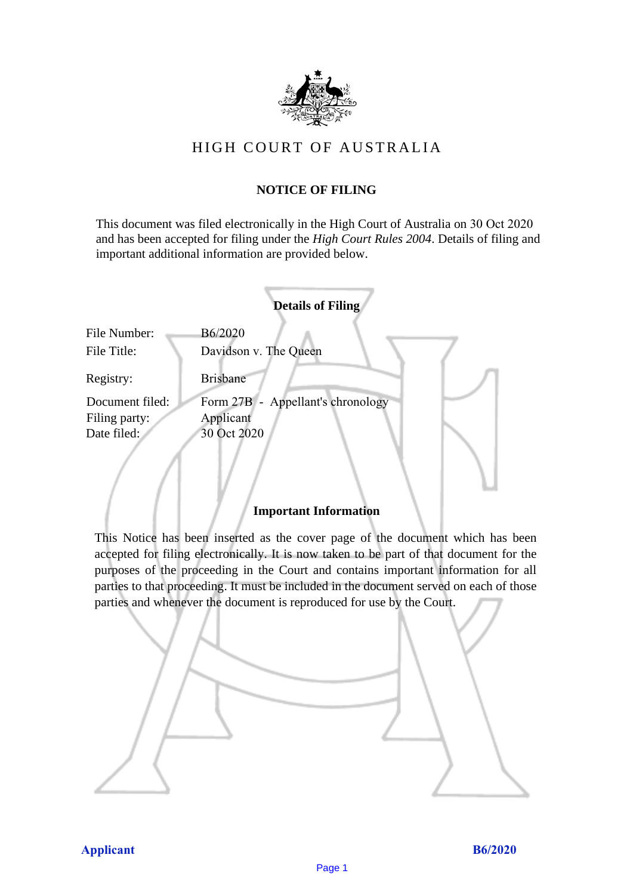# HIGH COURT OF AUSTRALIA

## NOTICE OF FILING

This document was filed electronically in the High Court of Australia on 30 Oct 2020 and has been accepted for filing under the *High Court Rules 2004*. Details of filing and important additional information are provided below.

### Details of Filing

| | |
|---|---|
| File Number: | B6/2020 |
| File Title: | Davidson v. The Queen |
| Registry: | Brisbane |
| Document filed: | Form 27B - Appellant's chronology |
| Filing party: | Applicant |
| Date filed: | 30 Oct 2020 |

### Important Information

This Notice has been inserted as the cover page of the document which has been accepted for filing electronically. It is now taken to be part of that document for the purposes of the proceeding in the Court and contains important information for all parties to that proceeding. It must be included in the document served on each of those parties and whenever the document is reproduced for use by the Court.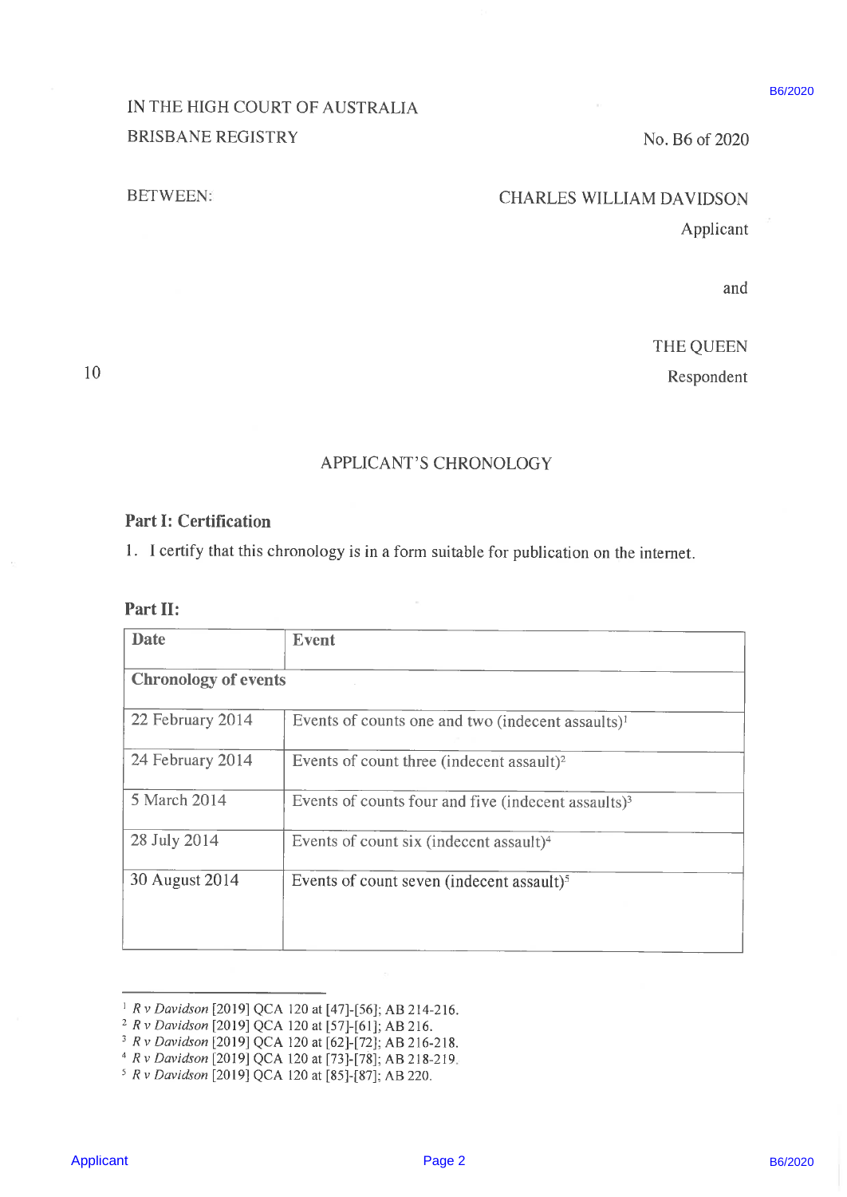IN THE HIGH COURT OF AUSTRALIA
BRISBANE REGISTRY

No. B6 of 2020

BETWEEN:

CHARLES WILLIAM DAVIDSON
Applicant

and

THE QUEEN
Respondent

## APPLICANT'S CHRONOLOGY

### Part I: Certification

1. I certify that this chronology is in a form suitable for publication on the internet.

### Part II:

| Date | Event |
|---|---|
| **Chronology of events** | |
| 22 February 2014 | Events of counts one and two (indecent assaults)[1] |
| 24 February 2014 | Events of count three (indecent assault)[2] |
| 5 March 2014 | Events of counts four and five (indecent assaults)[3] |
| 28 July 2014 | Events of count six (indecent assault)[4] |
| 30 August 2014 | Events of count seven (indecent assault)[5] |

[1] *R v Davidson* [2019] QCA 120 at [47]-[56]; AB 214-216.
[2] *R v Davidson* [2019] QCA 120 at [57]-[61]; AB 216.
[3] *R v Davidson* [2019] QCA 120 at [62]-[72]; AB 216-218.
[4] *R v Davidson* [2019] QCA 120 at [73]-[78]; AB 218-219.
[5] *R v Davidson* [2019] QCA 120 at [85]-[87]; AB 220.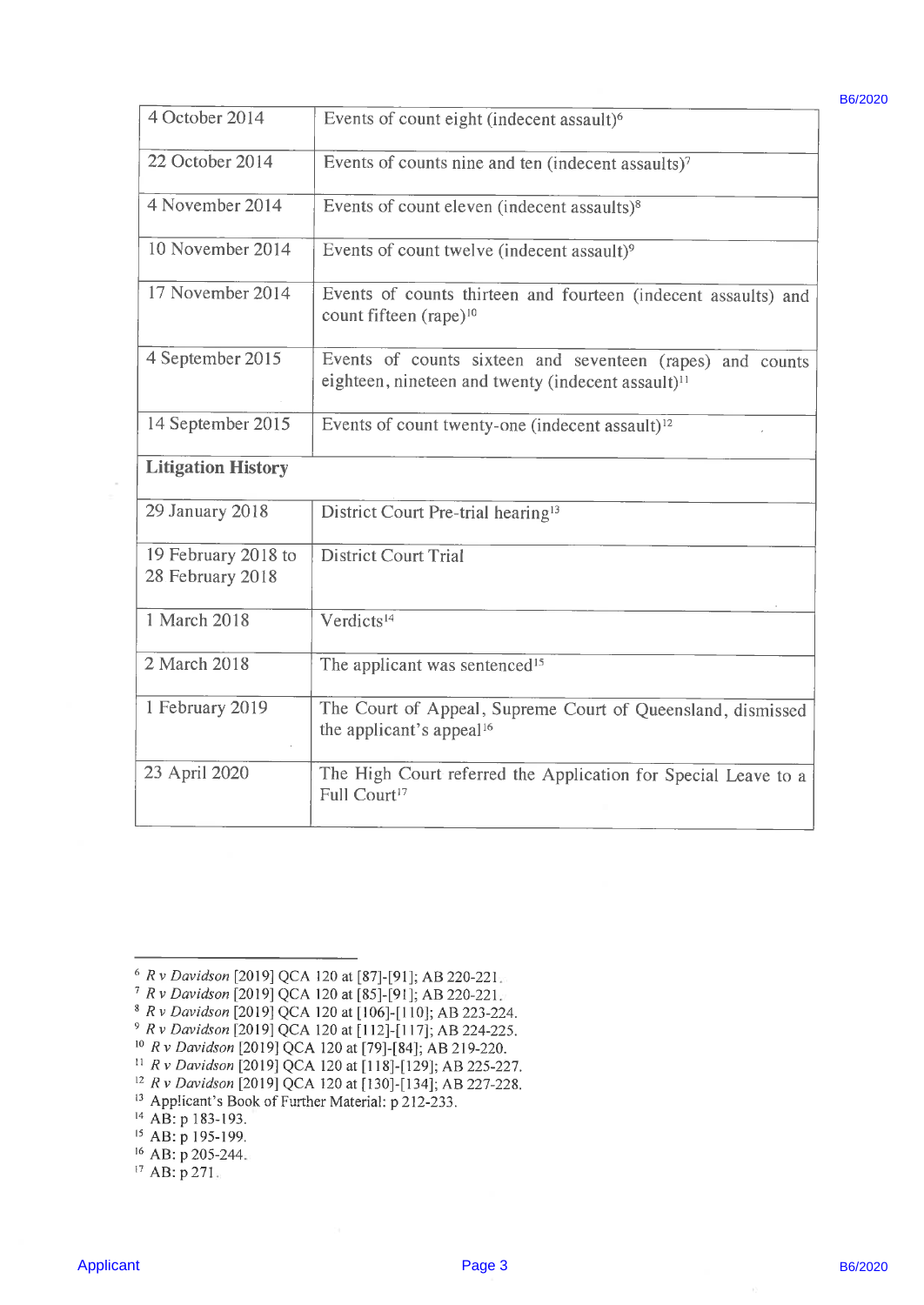| | |
|---|---|
| 4 October 2014 | Events of count eight (indecent assault)[6] |
| 22 October 2014 | Events of counts nine and ten (indecent assaults)[7] |
| 4 November 2014 | Events of count eleven (indecent assaults)[8] |
| 10 November 2014 | Events of count twelve (indecent assault)[9] |
| 17 November 2014 | Events of counts thirteen and fourteen (indecent assaults) and count fifteen (rape)[10] |
| 4 September 2015 | Events of counts sixteen and seventeen (rapes) and counts eighteen, nineteen and twenty (indecent assault)[11] |
| 14 September 2015 | Events of count twenty-one (indecent assault)[12] |
| **Litigation History** | |
| 29 January 2018 | District Court Pre-trial hearing[13] |
| 19 February 2018 to 28 February 2018 | District Court Trial |
| 1 March 2018 | Verdicts[14] |
| 2 March 2018 | The applicant was sentenced[15] |
| 1 February 2019 | The Court of Appeal, Supreme Court of Queensland, dismissed the applicant's appeal[16] |
| 23 April 2020 | The High Court referred the Application for Special Leave to a Full Court[17] |

---

[6] *R v Davidson* [2019] QCA 120 at [87]-[91]; AB 220-221.
[7] *R v Davidson* [2019] QCA 120 at [85]-[91]; AB 220-221.
[8] *R v Davidson* [2019] QCA 120 at [106]-[110]; AB 223-224.
[9] *R v Davidson* [2019] QCA 120 at [112]-[117]; AB 224-225.
[10] *R v Davidson* [2019] QCA 120 at [79]-[84]; AB 219-220.
[11] *R v Davidson* [2019] QCA 120 at [118]-[129]; AB 225-227.
[12] *R v Davidson* [2019] QCA 120 at [130]-[134]; AB 227-228.
[13] Applicant's Book of Further Material: p 212-233.
[14] AB: p 183-193.
[15] AB: p 195-199.
[16] AB: p 205-244.
[17] AB: p 271.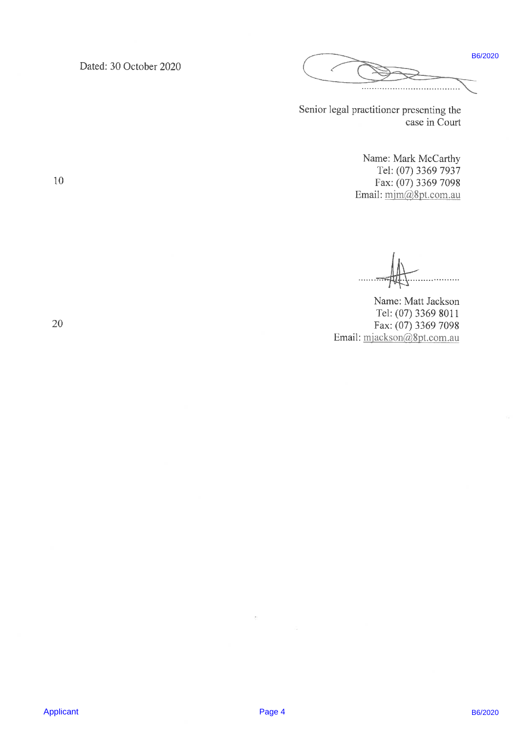Dated: 30 October 2020

.......................................

Senior legal practitioner presenting the case in Court

Name: Mark McCarthy
Tel: (07) 3369 7937
Fax: (07) 3369 7098
Email: mjm@8pt.com.au

.......................................

Name: Matt Jackson
Tel: (07) 3369 8011
Fax: (07) 3369 7098
Email: mjackson@8pt.com.au